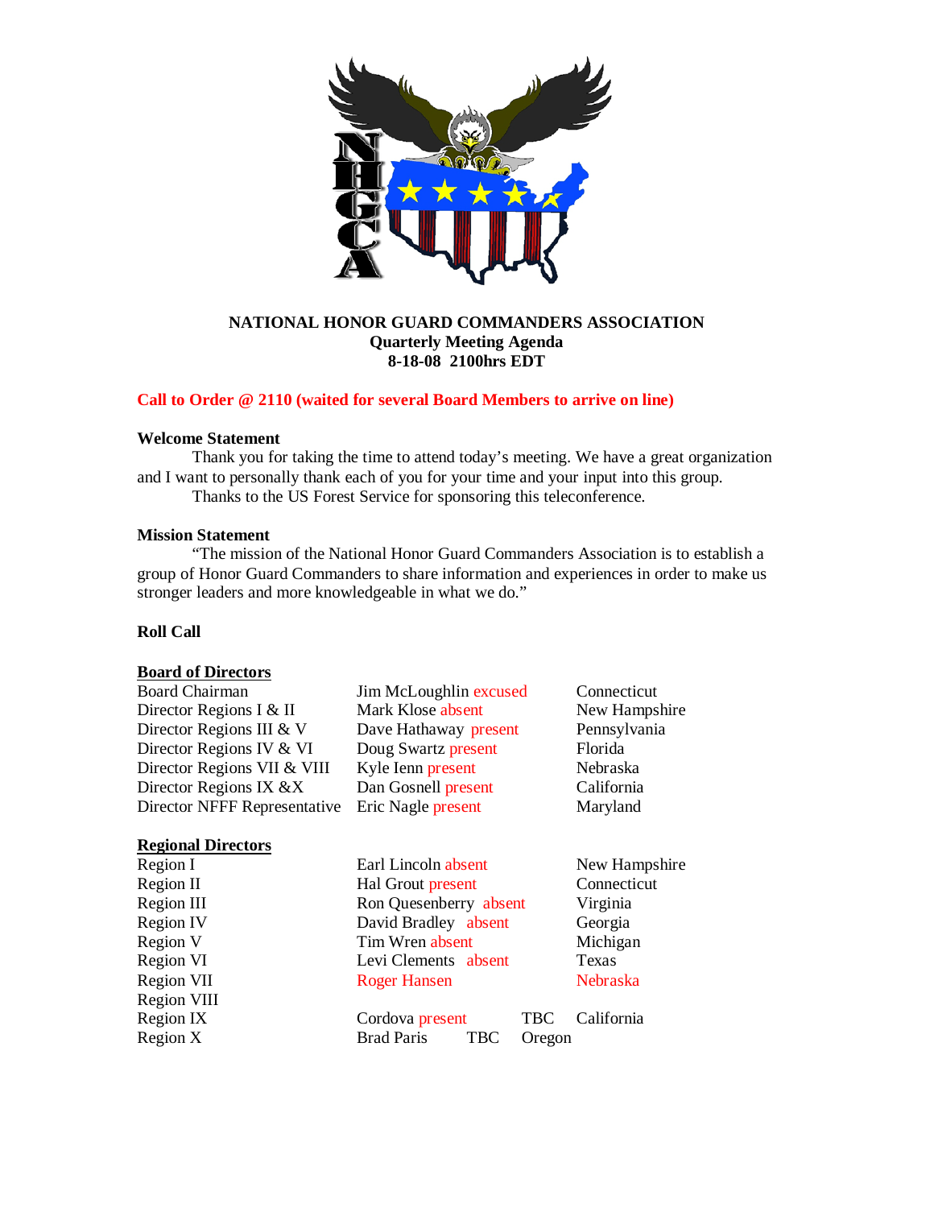**NATIONAL HONOR GUARD COMMANDERS ASSOCIATION**
**Quarterly Meeting Agenda**
**8-18-08 2100hrs EDT**

**Call to Order @ 2110 (waited for several Board Members to arrive on line)**

**Welcome Statement**

Thank you for taking the time to attend today's meeting. We have a great organization and I want to personally thank each of you for your time and your input into this group.

Thanks to the US Forest Service for sponsoring this teleconference.

**Mission Statement**

"The mission of the National Honor Guard Commanders Association is to establish a group of Honor Guard Commanders to share information and experiences in order to make us stronger leaders and more knowledgeable in what we do."

**Roll Call**

**Board of Directors**

| | | |
|---|---|---|
| Board Chairman | Jim McLoughlin excused | Connecticut |
| Director Regions I & II | Mark Klose absent | New Hampshire |
| Director Regions III & V | Dave Hathaway present | Pennsylvania |
| Director Regions IV & VI | Doug Swartz present | Florida |
| Director Regions VII & VIII | Kyle Ienn present | Nebraska |
| Director Regions IX &X | Dan Gosnell present | California |
| Director NFFF Representative | Eric Nagle present | Maryland |

**Regional Directors**

| | | |
|---|---|---|
| Region I | Earl Lincoln absent | New Hampshire |
| Region II | Hal Grout present | Connecticut |
| Region III | Ron Quesenberry absent | Virginia |
| Region IV | David Bradley absent | Georgia |
| Region V | Tim Wren absent | Michigan |
| Region VI | Levi Clements absent | Texas |
| Region VII | Roger Hansen | Nebraska |
| Region VIII | | |
| Region IX | Cordova present TBC | California |
| Region X | Brad Paris TBC | Oregon |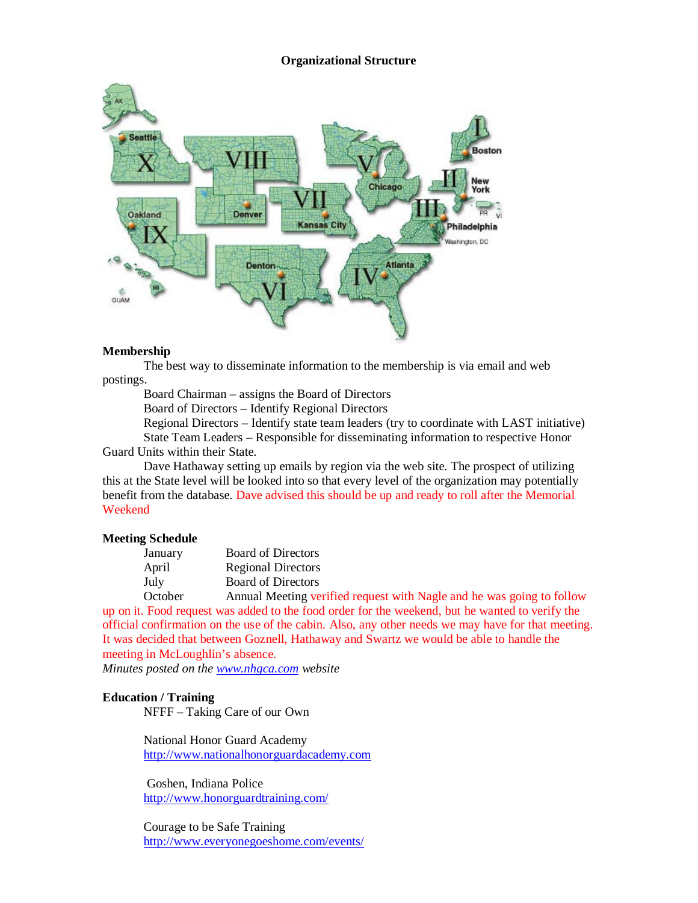**Organizational Structure**

**Membership**

The best way to disseminate information to the membership is via email and web postings.

Board Chairman – assigns the Board of Directors
Board of Directors – Identify Regional Directors
Regional Directors – Identify state team leaders (try to coordinate with LAST initiative)
State Team Leaders – Responsible for disseminating information to respective Honor Guard Units within their State.

Dave Hathaway setting up emails by region via the web site. The prospect of utilizing this at the State level will be looked into so that every level of the organization may potentially benefit from the database. Dave advised this should be up and ready to roll after the Memorial Weekend

**Meeting Schedule**

| | |
|---|---|
| January | Board of Directors |
| April | Regional Directors |
| July | Board of Directors |
| October | Annual Meeting verified request with Nagle and he was going to follow up on it. Food request was added to the food order for the weekend, but he wanted to verify the official confirmation on the use of the cabin. Also, any other needs we may have for that meeting. It was decided that between Goznell, Hathaway and Swartz we would be able to handle the meeting in McLoughlin's absence. |

*Minutes posted on the www.nhgca.com website*

**Education / Training**

NFFF – Taking Care of our Own

National Honor Guard Academy
http://www.nationalhonorguardacademy.com

Goshen, Indiana Police
http://www.honorguardtraining.com/

Courage to be Safe Training
http://www.everyonegoeshome.com/events/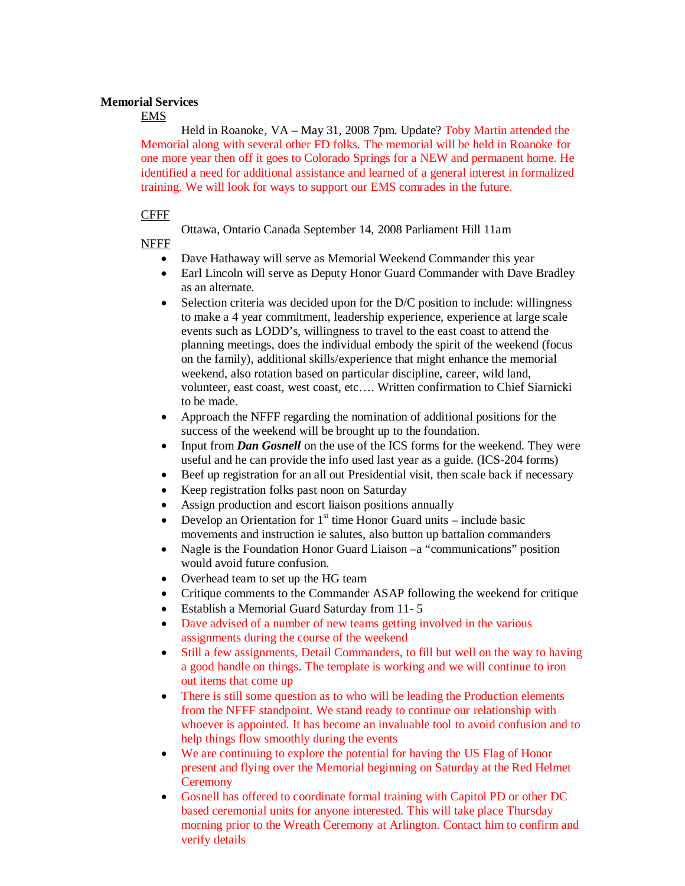**Memorial Services**

EMS

Held in Roanoke, VA – May 31, 2008 7pm. Update? Toby Martin attended the Memorial along with several other FD folks. The memorial will be held in Roanoke for one more year then off it goes to Colorado Springs for a NEW and permanent home. He identified a need for additional assistance and learned of a general interest in formalized training. We will look for ways to support our EMS comrades in the future.

CFFF

Ottawa, Ontario Canada September 14, 2008 Parliament Hill 11am

NFFF

- Dave Hathaway will serve as Memorial Weekend Commander this year
- Earl Lincoln will serve as Deputy Honor Guard Commander with Dave Bradley as an alternate.
- Selection criteria was decided upon for the D/C position to include: willingness to make a 4 year commitment, leadership experience, experience at large scale events such as LODD's, willingness to travel to the east coast to attend the planning meetings, does the individual embody the spirit of the weekend (focus on the family), additional skills/experience that might enhance the memorial weekend, also rotation based on particular discipline, career, wild land, volunteer, east coast, west coast, etc…. Written confirmation to Chief Siarnicki to be made.
- Approach the NFFF regarding the nomination of additional positions for the success of the weekend will be brought up to the foundation.
- Input from ***Dan Gosnell*** on the use of the ICS forms for the weekend. They were useful and he can provide the info used last year as a guide. (ICS-204 forms)
- Beef up registration for an all out Presidential visit, then scale back if necessary
- Keep registration folks past noon on Saturday
- Assign production and escort liaison positions annually
- Develop an Orientation for 1st time Honor Guard units – include basic movements and instruction ie salutes, also button up battalion commanders
- Nagle is the Foundation Honor Guard Liaison –a "communications" position would avoid future confusion.
- Overhead team to set up the HG team
- Critique comments to the Commander ASAP following the weekend for critique
- Establish a Memorial Guard Saturday from 11- 5
- Dave advised of a number of new teams getting involved in the various assignments during the course of the weekend
- Still a few assignments, Detail Commanders, to fill but well on the way to having a good handle on things. The template is working and we will continue to iron out items that come up
- There is still some question as to who will be leading the Production elements from the NFFF standpoint. We stand ready to continue our relationship with whoever is appointed. It has become an invaluable tool to avoid confusion and to help things flow smoothly during the events
- We are continuing to explore the potential for having the US Flag of Honor present and flying over the Memorial beginning on Saturday at the Red Helmet Ceremony
- Gosnell has offered to coordinate formal training with Capitol PD or other DC based ceremonial units for anyone interested. This will take place Thursday morning prior to the Wreath Ceremony at Arlington. Contact him to confirm and verify details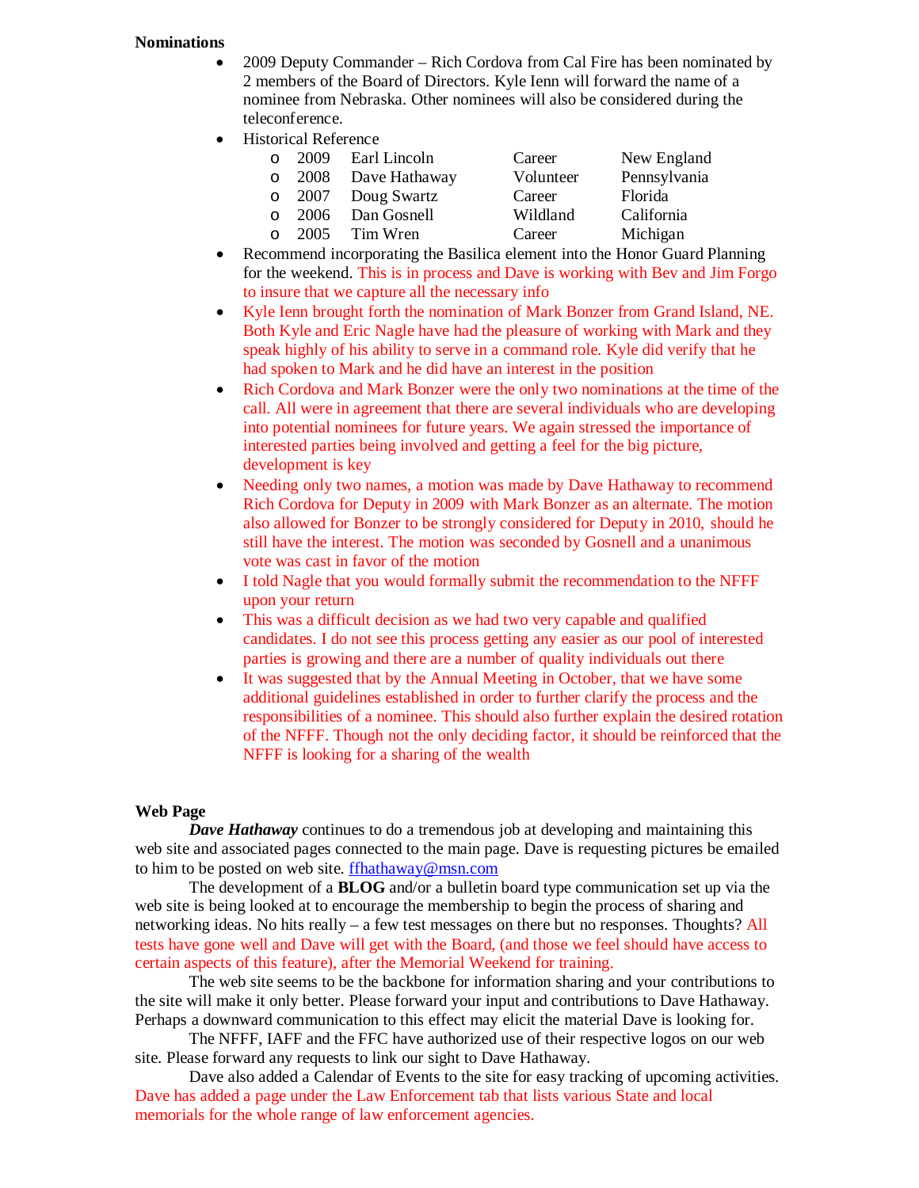**Nominations**

- 2009 Deputy Commander – Rich Cordova from Cal Fire has been nominated by 2 members of the Board of Directors. Kyle Ienn will forward the name of a nominee from Nebraska. Other nominees will also be considered during the teleconference.
- Historical Reference
  - 2009 Earl Lincoln Career New England
  - 2008 Dave Hathaway Volunteer Pennsylvania
  - 2007 Doug Swartz Career Florida
  - 2006 Dan Gosnell Wildland California
  - 2005 Tim Wren Career Michigan
- Recommend incorporating the Basilica element into the Honor Guard Planning for the weekend. This is in process and Dave is working with Bev and Jim Forgo to insure that we capture all the necessary info
- Kyle Ienn brought forth the nomination of Mark Bonzer from Grand Island, NE. Both Kyle and Eric Nagle have had the pleasure of working with Mark and they speak highly of his ability to serve in a command role. Kyle did verify that he had spoken to Mark and he did have an interest in the position
- Rich Cordova and Mark Bonzer were the only two nominations at the time of the call. All were in agreement that there are several individuals who are developing into potential nominees for future years. We again stressed the importance of interested parties being involved and getting a feel for the big picture, development is key
- Needing only two names, a motion was made by Dave Hathaway to recommend Rich Cordova for Deputy in 2009 with Mark Bonzer as an alternate. The motion also allowed for Bonzer to be strongly considered for Deputy in 2010, should he still have the interest. The motion was seconded by Gosnell and a unanimous vote was cast in favor of the motion
- I told Nagle that you would formally submit the recommendation to the NFFF upon your return
- This was a difficult decision as we had two very capable and qualified candidates. I do not see this process getting any easier as our pool of interested parties is growing and there are a number of quality individuals out there
- It was suggested that by the Annual Meeting in October, that we have some additional guidelines established in order to further clarify the process and the responsibilities of a nominee. This should also further explain the desired rotation of the NFFF. Though not the only deciding factor, it should be reinforced that the NFFF is looking for a sharing of the wealth

**Web Page**

***Dave Hathaway*** continues to do a tremendous job at developing and maintaining this web site and associated pages connected to the main page. Dave is requesting pictures be emailed to him to be posted on web site. ffhathaway@msn.com

The development of a **BLOG** and/or a bulletin board type communication set up via the web site is being looked at to encourage the membership to begin the process of sharing and networking ideas. No hits really – a few test messages on there but no responses. Thoughts? All tests have gone well and Dave will get with the Board, (and those we feel should have access to certain aspects of this feature), after the Memorial Weekend for training.

The web site seems to be the backbone for information sharing and your contributions to the site will make it only better. Please forward your input and contributions to Dave Hathaway. Perhaps a downward communication to this effect may elicit the material Dave is looking for.

The NFFF, IAFF and the FFC have authorized use of their respective logos on our web site. Please forward any requests to link our sight to Dave Hathaway.

Dave also added a Calendar of Events to the site for easy tracking of upcoming activities. Dave has added a page under the Law Enforcement tab that lists various State and local memorials for the whole range of law enforcement agencies.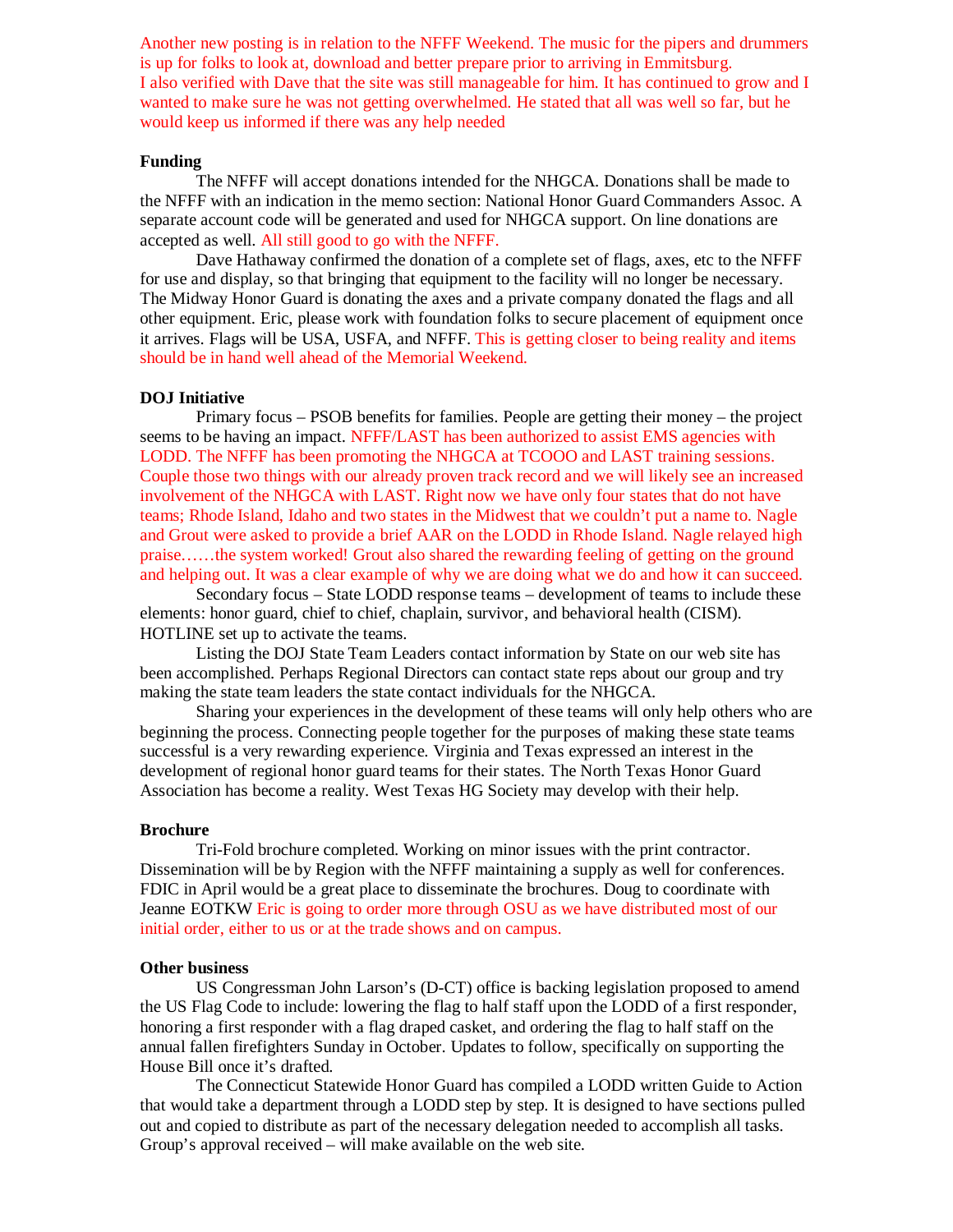Another new posting is in relation to the NFFF Weekend. The music for the pipers and drummers is up for folks to look at, download and better prepare prior to arriving in Emmitsburg.
I also verified with Dave that the site was still manageable for him. It has continued to grow and I wanted to make sure he was not getting overwhelmed. He stated that all was well so far, but he would keep us informed if there was any help needed

**Funding**

The NFFF will accept donations intended for the NHGCA. Donations shall be made to the NFFF with an indication in the memo section: National Honor Guard Commanders Assoc. A separate account code will be generated and used for NHGCA support. On line donations are accepted as well. All still good to go with the NFFF.

Dave Hathaway confirmed the donation of a complete set of flags, axes, etc to the NFFF for use and display, so that bringing that equipment to the facility will no longer be necessary. The Midway Honor Guard is donating the axes and a private company donated the flags and all other equipment. Eric, please work with foundation folks to secure placement of equipment once it arrives. Flags will be USA, USFA, and NFFF. This is getting closer to being reality and items should be in hand well ahead of the Memorial Weekend.

**DOJ Initiative**

Primary focus – PSOB benefits for families. People are getting their money – the project seems to be having an impact. NFFF/LAST has been authorized to assist EMS agencies with LODD. The NFFF has been promoting the NHGCA at TCOOO and LAST training sessions. Couple those two things with our already proven track record and we will likely see an increased involvement of the NHGCA with LAST. Right now we have only four states that do not have teams; Rhode Island, Idaho and two states in the Midwest that we couldn't put a name to. Nagle and Grout were asked to provide a brief AAR on the LODD in Rhode Island. Nagle relayed high praise……the system worked! Grout also shared the rewarding feeling of getting on the ground and helping out. It was a clear example of why we are doing what we do and how it can succeed.

Secondary focus – State LODD response teams – development of teams to include these elements: honor guard, chief to chief, chaplain, survivor, and behavioral health (CISM). HOTLINE set up to activate the teams.

Listing the DOJ State Team Leaders contact information by State on our web site has been accomplished. Perhaps Regional Directors can contact state reps about our group and try making the state team leaders the state contact individuals for the NHGCA.

Sharing your experiences in the development of these teams will only help others who are beginning the process. Connecting people together for the purposes of making these state teams successful is a very rewarding experience. Virginia and Texas expressed an interest in the development of regional honor guard teams for their states. The North Texas Honor Guard Association has become a reality. West Texas HG Society may develop with their help.

**Brochure**

Tri-Fold brochure completed. Working on minor issues with the print contractor. Dissemination will be by Region with the NFFF maintaining a supply as well for conferences. FDIC in April would be a great place to disseminate the brochures. Doug to coordinate with Jeanne EOTKW Eric is going to order more through OSU as we have distributed most of our initial order, either to us or at the trade shows and on campus.

**Other business**

US Congressman John Larson's (D-CT) office is backing legislation proposed to amend the US Flag Code to include: lowering the flag to half staff upon the LODD of a first responder, honoring a first responder with a flag draped casket, and ordering the flag to half staff on the annual fallen firefighters Sunday in October. Updates to follow, specifically on supporting the House Bill once it's drafted.

The Connecticut Statewide Honor Guard has compiled a LODD written Guide to Action that would take a department through a LODD step by step. It is designed to have sections pulled out and copied to distribute as part of the necessary delegation needed to accomplish all tasks. Group's approval received – will make available on the web site.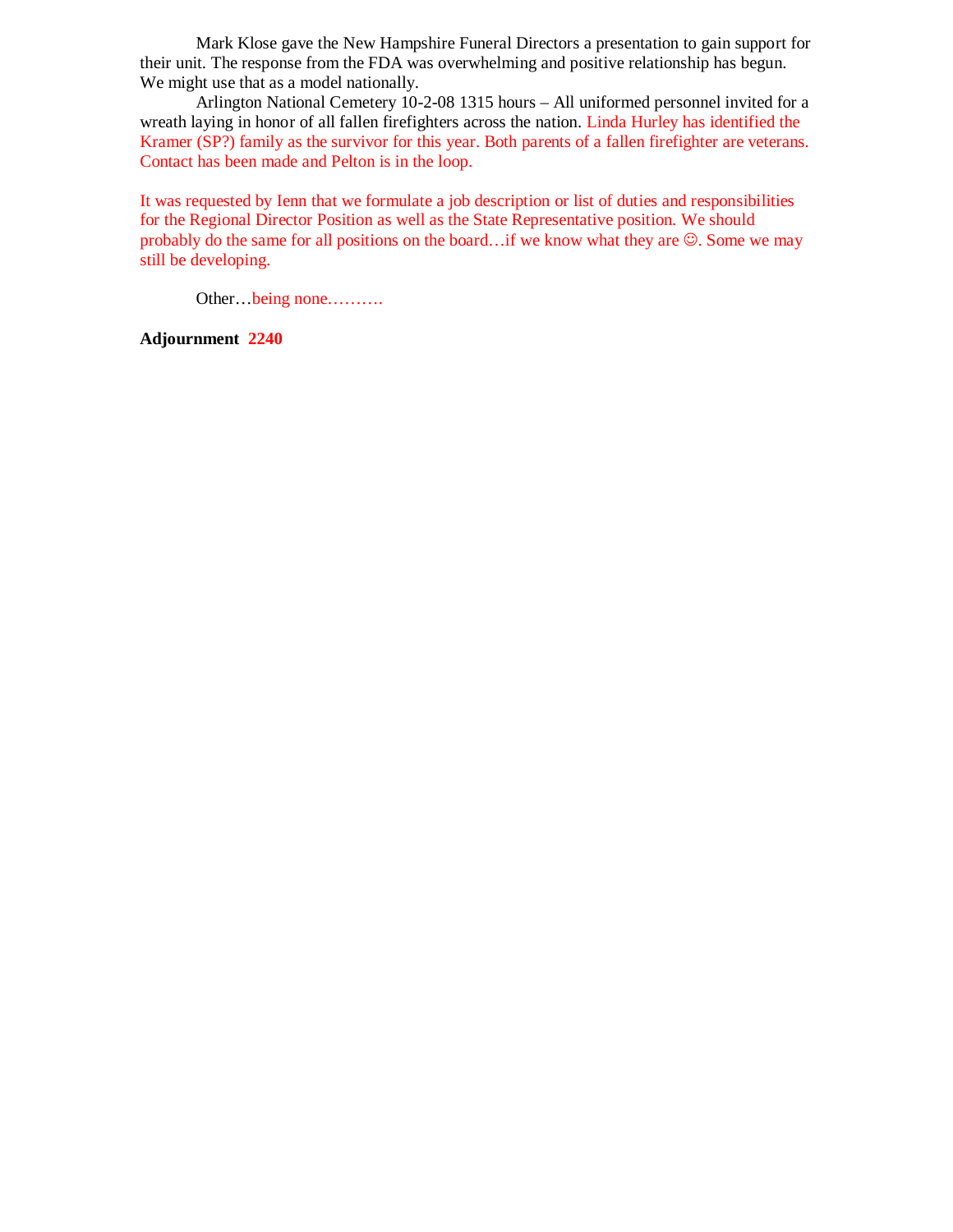Mark Klose gave the New Hampshire Funeral Directors a presentation to gain support for their unit. The response from the FDA was overwhelming and positive relationship has begun. We might use that as a model nationally.

Arlington National Cemetery 10-2-08 1315 hours – All uniformed personnel invited for a wreath laying in honor of all fallen firefighters across the nation. Linda Hurley has identified the Kramer (SP?) family as the survivor for this year. Both parents of a fallen firefighter are veterans. Contact has been made and Pelton is in the loop.

It was requested by Ienn that we formulate a job description or list of duties and responsibilities for the Regional Director Position as well as the State Representative position. We should probably do the same for all positions on the board…if we know what they are ☺. Some we may still be developing.

Other…being none……….

**Adjournment 2240**